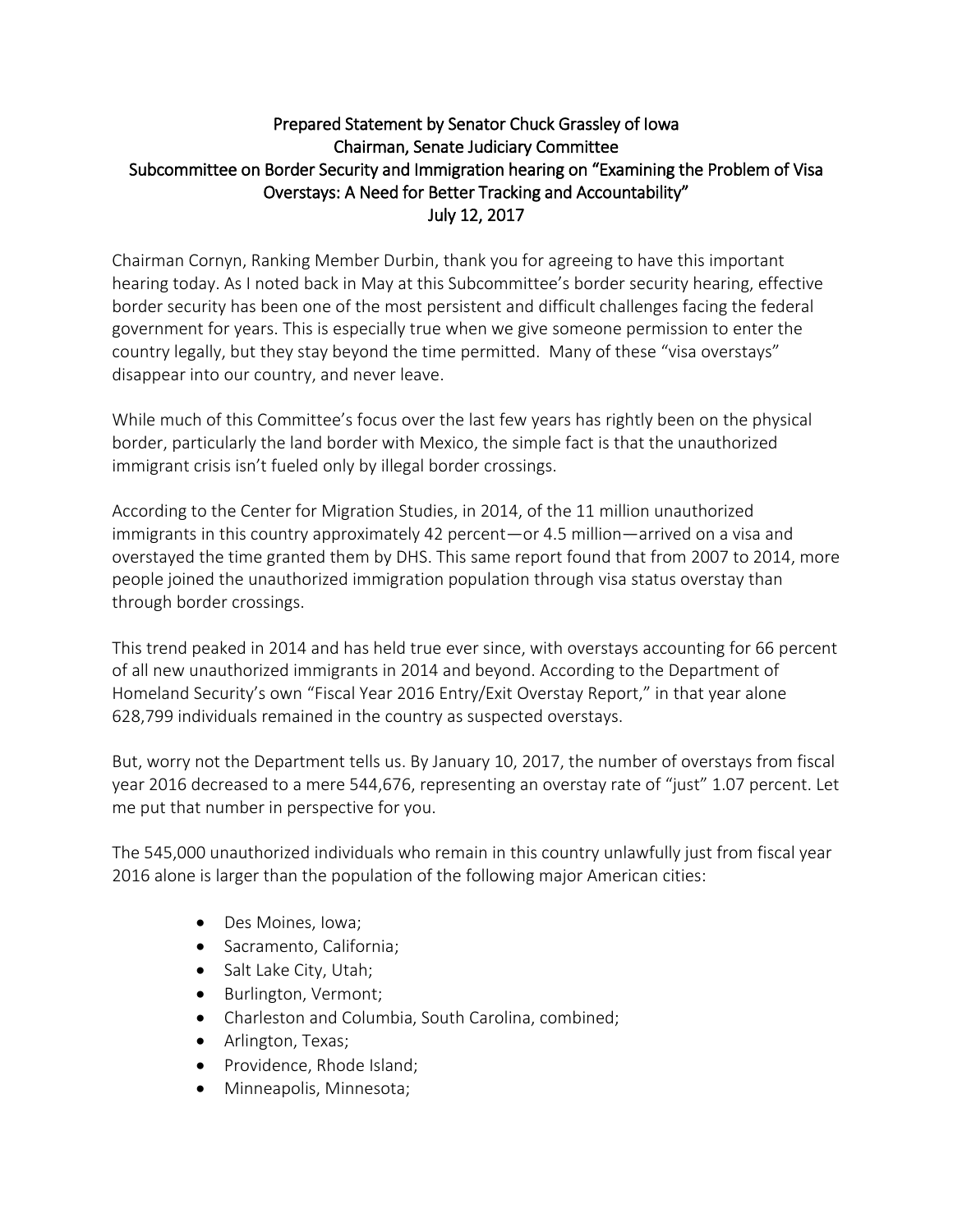# Prepared Statement by Senator Chuck Grassley of Iowa
## Chairman, Senate Judiciary Committee
## Subcommittee on Border Security and Immigration hearing on "Examining the Problem of Visa Overstays: A Need for Better Tracking and Accountability"
## July 12, 2017

Chairman Cornyn, Ranking Member Durbin, thank you for agreeing to have this important hearing today. As I noted back in May at this Subcommittee's border security hearing, effective border security has been one of the most persistent and difficult challenges facing the federal government for years. This is especially true when we give someone permission to enter the country legally, but they stay beyond the time permitted. Many of these "visa overstays" disappear into our country, and never leave.

While much of this Committee's focus over the last few years has rightly been on the physical border, particularly the land border with Mexico, the simple fact is that the unauthorized immigrant crisis isn't fueled only by illegal border crossings.

According to the Center for Migration Studies, in 2014, of the 11 million unauthorized immigrants in this country approximately 42 percent—or 4.5 million—arrived on a visa and overstayed the time granted them by DHS. This same report found that from 2007 to 2014, more people joined the unauthorized immigration population through visa status overstay than through border crossings.

This trend peaked in 2014 and has held true ever since, with overstays accounting for 66 percent of all new unauthorized immigrants in 2014 and beyond. According to the Department of Homeland Security's own "Fiscal Year 2016 Entry/Exit Overstay Report," in that year alone 628,799 individuals remained in the country as suspected overstays.

But, worry not the Department tells us. By January 10, 2017, the number of overstays from fiscal year 2016 decreased to a mere 544,676, representing an overstay rate of "just" 1.07 percent. Let me put that number in perspective for you.

The 545,000 unauthorized individuals who remain in this country unlawfully just from fiscal year 2016 alone is larger than the population of the following major American cities:

- Des Moines, Iowa;
- Sacramento, California;
- Salt Lake City, Utah;
- Burlington, Vermont;
- Charleston and Columbia, South Carolina, combined;
- Arlington, Texas;
- Providence, Rhode Island;
- Minneapolis, Minnesota;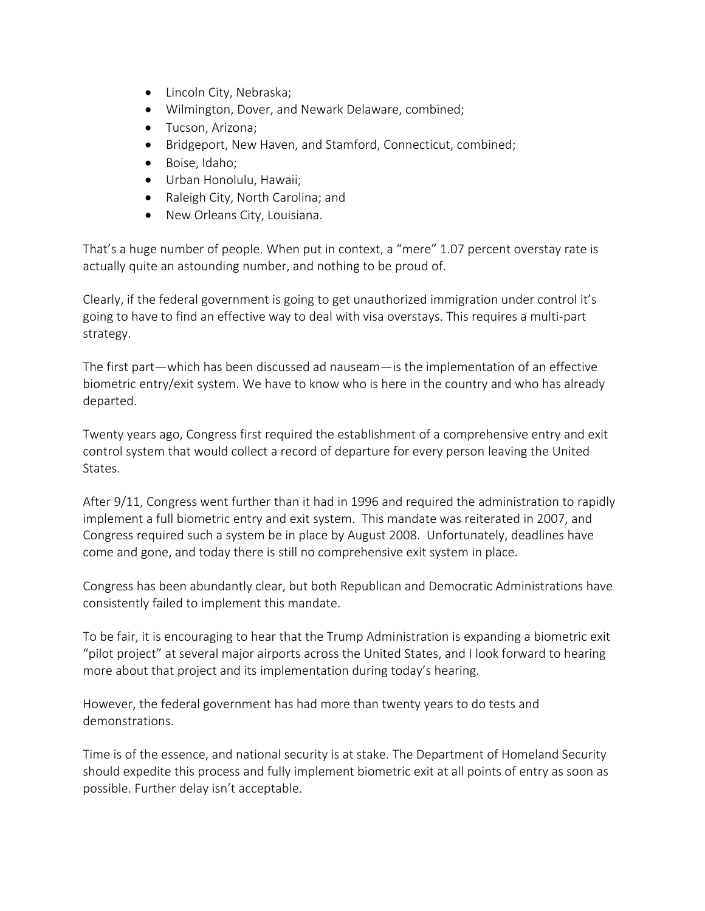- Lincoln City, Nebraska;
- Wilmington, Dover, and Newark Delaware, combined;
- Tucson, Arizona;
- Bridgeport, New Haven, and Stamford, Connecticut, combined;
- Boise, Idaho;
- Urban Honolulu, Hawaii;
- Raleigh City, North Carolina; and
- New Orleans City, Louisiana.

That's a huge number of people. When put in context, a "mere" 1.07 percent overstay rate is actually quite an astounding number, and nothing to be proud of.

Clearly, if the federal government is going to get unauthorized immigration under control it's going to have to find an effective way to deal with visa overstays. This requires a multi-part strategy.

The first part—which has been discussed ad nauseam—is the implementation of an effective biometric entry/exit system. We have to know who is here in the country and who has already departed.

Twenty years ago, Congress first required the establishment of a comprehensive entry and exit control system that would collect a record of departure for every person leaving the United States.

After 9/11, Congress went further than it had in 1996 and required the administration to rapidly implement a full biometric entry and exit system. This mandate was reiterated in 2007, and Congress required such a system be in place by August 2008. Unfortunately, deadlines have come and gone, and today there is still no comprehensive exit system in place.

Congress has been abundantly clear, but both Republican and Democratic Administrations have consistently failed to implement this mandate.

To be fair, it is encouraging to hear that the Trump Administration is expanding a biometric exit "pilot project" at several major airports across the United States, and I look forward to hearing more about that project and its implementation during today's hearing.

However, the federal government has had more than twenty years to do tests and demonstrations.

Time is of the essence, and national security is at stake. The Department of Homeland Security should expedite this process and fully implement biometric exit at all points of entry as soon as possible. Further delay isn't acceptable.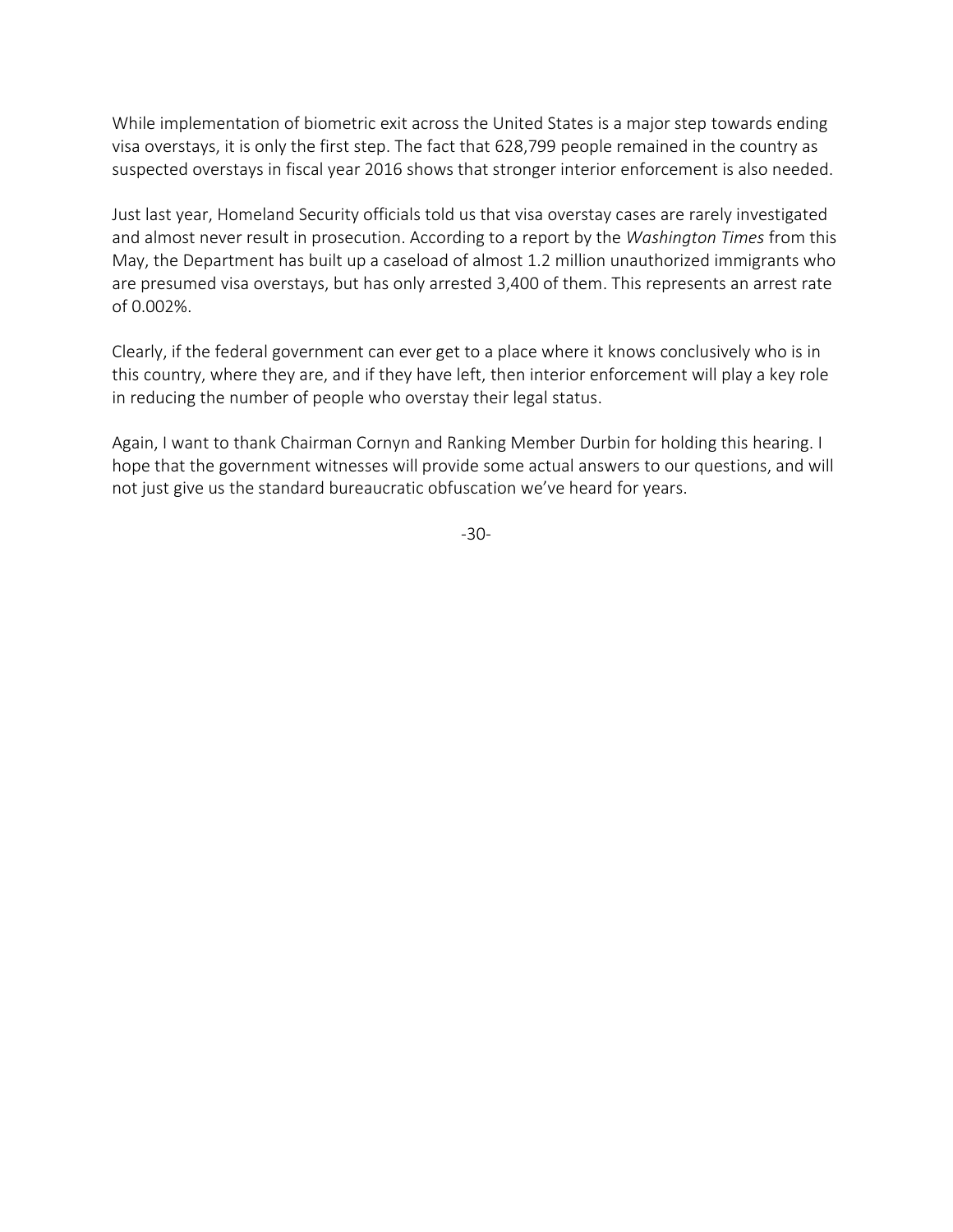While implementation of biometric exit across the United States is a major step towards ending visa overstays, it is only the first step. The fact that 628,799 people remained in the country as suspected overstays in fiscal year 2016 shows that stronger interior enforcement is also needed.

Just last year, Homeland Security officials told us that visa overstay cases are rarely investigated and almost never result in prosecution. According to a report by the *Washington Times* from this May, the Department has built up a caseload of almost 1.2 million unauthorized immigrants who are presumed visa overstays, but has only arrested 3,400 of them. This represents an arrest rate of 0.002%.

Clearly, if the federal government can ever get to a place where it knows conclusively who is in this country, where they are, and if they have left, then interior enforcement will play a key role in reducing the number of people who overstay their legal status.

Again, I want to thank Chairman Cornyn and Ranking Member Durbin for holding this hearing. I hope that the government witnesses will provide some actual answers to our questions, and will not just give us the standard bureaucratic obfuscation we've heard for years.

-30-